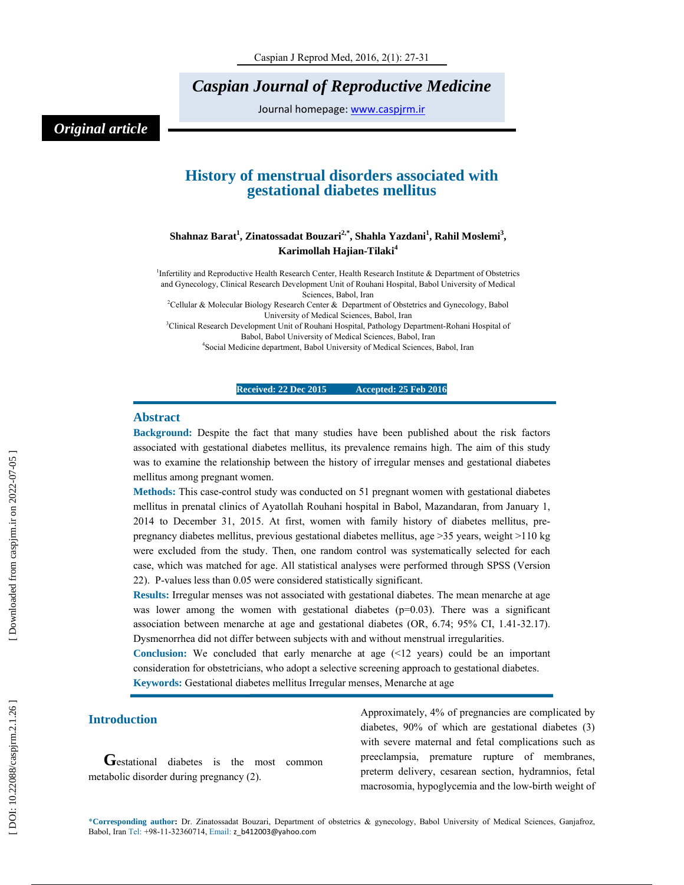*Original article*

# History of menstrual disorders associated with gestational diabetes mellitus

**Shahnaz Barat[1], Zinatossadat Bouzari[2,*], Shahla Yazdani[1], Rahil Moslemi[3], Karimollah Hajian-Tilaki[4]**

[1]Infertility and Reproductive Health Research Center, Health Research Institute & Department of Obstetrics and Gynecology, Clinical Research Development Unit of Rouhani Hospital, Babol University of Medical Sciences, Babol, Iran

[2]Cellular & Molecular Biology Research Center & Department of Obstetrics and Gynecology, Babol University of Medical Sciences, Babol, Iran

[3]Clinical Research Development Unit of Rouhani Hospital, Pathology Department-Rohani Hospital of Babol, Babol University of Medical Sciences, Babol, Iran

[4]Social Medicine department, Babol University of Medical Sciences, Babol, Iran

**Received: 22 Dec 2015 Accepted: 25 Feb 2016**

## Abstract

**Background:** Despite the fact that many studies have been published about the risk factors associated with gestational diabetes mellitus, its prevalence remains high. The aim of this study was to examine the relationship between the history of irregular menses and gestational diabetes mellitus among pregnant women.

**Methods:** This case-control study was conducted on 51 pregnant women with gestational diabetes mellitus in prenatal clinics of Ayatollah Rouhani hospital in Babol, Mazandaran, from January 1, 2014 to December 31, 2015. At first, women with family history of diabetes mellitus, pre-pregnancy diabetes mellitus, previous gestational diabetes mellitus, age >35 years, weight >110 kg were excluded from the study. Then, one random control was systematically selected for each case, which was matched for age. All statistical analyses were performed through SPSS (Version 22). P-values less than 0.05 were considered statistically significant.

**Results:** Irregular menses was not associated with gestational diabetes. The mean menarche at age was lower among the women with gestational diabetes (p=0.03). There was a significant association between menarche at age and gestational diabetes (OR, 6.74; 95% CI, 1.41-32.17). Dysmenorrhea did not differ between subjects with and without menstrual irregularities.

**Conclusion:** We concluded that early menarche at age (<12 years) could be an important consideration for obstetricians, who adopt a selective screening approach to gestational diabetes.

**Keywords:** Gestational diabetes mellitus Irregular menses, Menarche at age

## Introduction

Gestational diabetes is the most common metabolic disorder during pregnancy (2).

Approximately, 4% of pregnancies are complicated by diabetes, 90% of which are gestational diabetes (3) with severe maternal and fetal complications such as preeclampsia, premature rupture of membranes, preterm delivery, cesarean section, hydramnios, fetal macrosomia, hypoglycemia and the low-birth weight of

*Corresponding author: Dr. Zinatossadat Bouzari, Department of obstetrics & gynecology, Babol University of Medical Sciences, Ganjafroz, Babol, Iran Tel: +98-11-32360714, Email: z_b412003@yahoo.com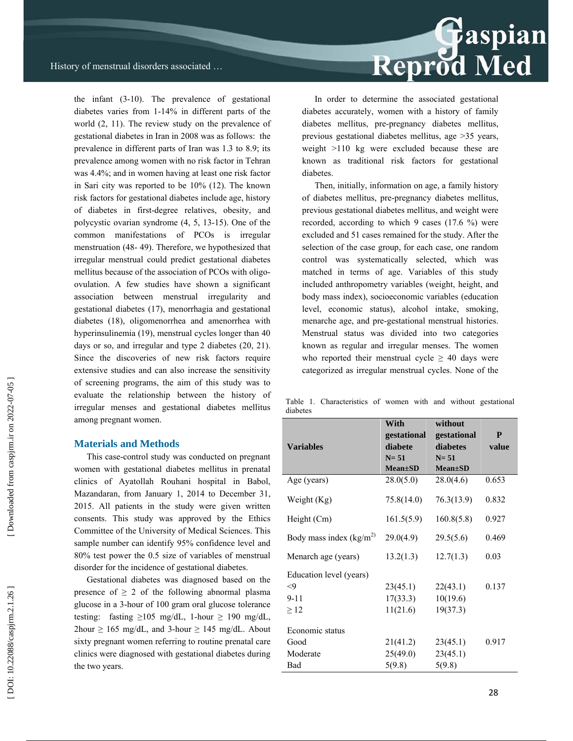the infant (3-10). The prevalence of gestational diabetes varies from 1-14% in different parts of the world (2, 11). The review study on the prevalence of gestational diabetes in Iran in 2008 was as follows: the prevalence in different parts of Iran was 1.3 to 8.9; its prevalence among women with no risk factor in Tehran was 4.4%; and in women having at least one risk factor in Sari city was reported to be 10% (12). The known risk factors for gestational diabetes include age, history of diabetes in first-degree relatives, obesity, and polycystic ovarian syndrome (4, 5, 13-15). One of the common manifestations of PCOs is irregular menstruation (48- 49). Therefore, we hypothesized that irregular menstrual could predict gestational diabetes mellitus because of the association of PCOs with oligo-ovulation. A few studies have shown a significant association between menstrual irregularity and gestational diabetes (17), menorrhagia and gestational diabetes (18), oligomenorrhea and amenorrhea with hyperinsulinemia (19), menstrual cycles longer than 40 days or so, and irregular and type 2 diabetes (20, 21). Since the discoveries of new risk factors require extensive studies and can also increase the sensitivity of screening programs, the aim of this study was to evaluate the relationship between the history of irregular menses and gestational diabetes mellitus among pregnant women.

## Materials and Methods

This case-control study was conducted on pregnant women with gestational diabetes mellitus in prenatal clinics of Ayatollah Rouhani hospital in Babol, Mazandaran, from January 1, 2014 to December 31, 2015. All patients in the study were given written consents. This study was approved by the Ethics Committee of the University of Medical Sciences. This sample number can identify 95% confidence level and 80% test power the 0.5 size of variables of menstrual disorder for the incidence of gestational diabetes.

Gestational diabetes was diagnosed based on the presence of ≥ 2 of the following abnormal plasma glucose in a 3-hour of 100 gram oral glucose tolerance testing: fasting ≥105 mg/dL, 1-hour ≥ 190 mg/dL, 2hour ≥ 165 mg/dL, and 3-hour ≥ 145 mg/dL. About sixty pregnant women referring to routine prenatal care clinics were diagnosed with gestational diabetes during the two years.

In order to determine the associated gestational diabetes accurately, women with a history of family diabetes mellitus, pre-pregnancy diabetes mellitus, previous gestational diabetes mellitus, age >35 years, weight >110 kg were excluded because these are known as traditional risk factors for gestational diabetes.

Then, initially, information on age, a family history of diabetes mellitus, pre-pregnancy diabetes mellitus, previous gestational diabetes mellitus, and weight were recorded, according to which 9 cases (17.6 %) were excluded and 51 cases remained for the study. After the selection of the case group, for each case, one random control was systematically selected, which was matched in terms of age. Variables of this study included anthropometry variables (weight, height, and body mass index), socioeconomic variables (education level, economic status), alcohol intake, smoking, menarche age, and pre-gestational menstrual histories. Menstrual status was divided into two categories known as regular and irregular menses. The women who reported their menstrual cycle ≥ 40 days were categorized as irregular menstrual cycles. None of the

Table 1. Characteristics of women with and without gestational diabetes

| Variables | With gestational diabete N= 51 Mean±SD | without gestational diabetes N= 51 Mean±SD | P value |
|---|---|---|---|
| Age (years) | 28.0(5.0) | 28.0(4.6) | 0.653 |
| Weight (Kg) | 75.8(14.0) | 76.3(13.9) | 0.832 |
| Height (Cm) | 161.5(5.9) | 160.8(5.8) | 0.927 |
| Body mass index (kg/m$^{2)}$ | 29.0(4.9) | 29.5(5.6) | 0.469 |
| Menarch age (years) | 13.2(1.3) | 12.7(1.3) | 0.03 |
| Education level (years) | | | |
| <9 | 23(45.1) | 22(43.1) | 0.137 |
| 9-11 | 17(33.3) | 10(19.6) | |
| ≥ 12 | 11(21.6) | 19(37.3) | |
| Economic status | | | |
| Good | 21(41.2) | 23(45.1) | 0.917 |
| Moderate | 25(49.0) | 23(45.1) | |
| Bad | 5(9.8) | 5(9.8) | |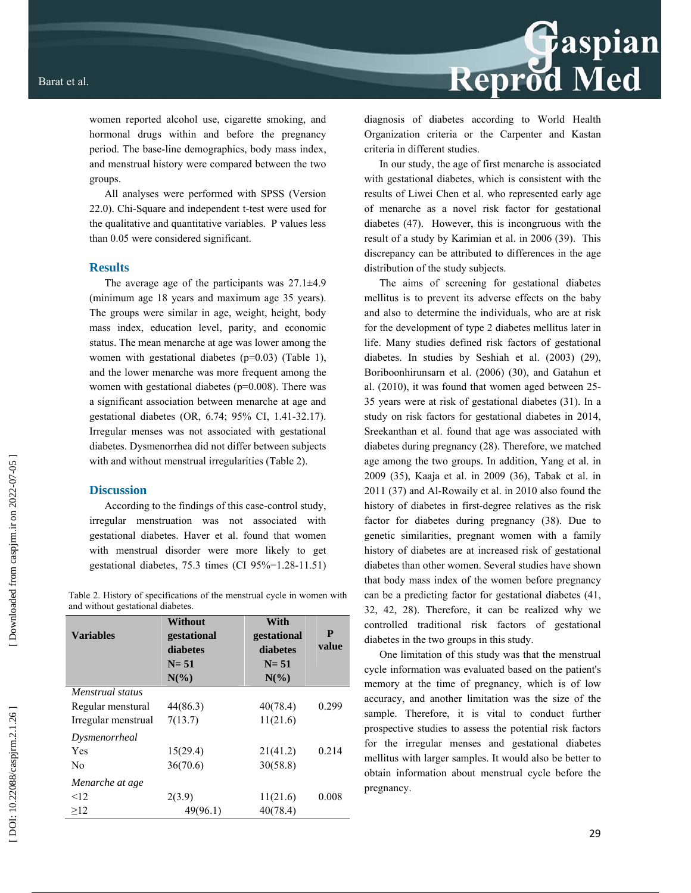women reported alcohol use, cigarette smoking, and hormonal drugs within and before the pregnancy period. The base-line demographics, body mass index, and menstrual history were compared between the two groups.

All analyses were performed with SPSS (Version 22.0). Chi-Square and independent t-test were used for the qualitative and quantitative variables. P values less than 0.05 were considered significant.

## Results

The average age of the participants was 27.1±4.9 (minimum age 18 years and maximum age 35 years). The groups were similar in age, weight, height, body mass index, education level, parity, and economic status. The mean menarche at age was lower among the women with gestational diabetes (p=0.03) (Table 1), and the lower menarche was more frequent among the women with gestational diabetes (p=0.008). There was a significant association between menarche at age and gestational diabetes (OR, 6.74; 95% CI, 1.41-32.17). Irregular menses was not associated with gestational diabetes. Dysmenorrhea did not differ between subjects with and without menstrual irregularities (Table 2).

## Discussion

According to the findings of this case-control study, irregular menstruation was not associated with gestational diabetes. Haver et al. found that women with menstrual disorder were more likely to get gestational diabetes, 75.3 times (CI 95%=1.28-11.51) diagnosis of diabetes according to World Health Organization criteria or the Carpenter and Kastan criteria in different studies.

Table 2. History of specifications of the menstrual cycle in women with and without gestational diabetes.

| Variables | Without gestational diabetes N= 51 N(%) | With gestational diabetes N= 51 N(%) | P value |
|---|---|---|---|
| *Menstrual status* | | | |
| Regular menstural | 44(86.3) | 40(78.4) | 0.299 |
| Irregular menstrual | 7(13.7) | 11(21.6) | |
| *Dysmenorrheal* | | | |
| Yes | 15(29.4) | 21(41.2) | 0.214 |
| No | 36(70.6) | 30(58.8) | |
| *Menarche at age* | | | |
| <12 | 2(3.9) | 11(21.6) | 0.008 |
| ≥12 | 49(96.1) | 40(78.4) | |

In our study, the age of first menarche is associated with gestational diabetes, which is consistent with the results of Liwei Chen et al. who represented early age of menarche as a novel risk factor for gestational diabetes (47). However, this is incongruous with the result of a study by Karimian et al. in 2006 (39). This discrepancy can be attributed to differences in the age distribution of the study subjects.

The aims of screening for gestational diabetes mellitus is to prevent its adverse effects on the baby and also to determine the individuals, who are at risk for the development of type 2 diabetes mellitus later in life. Many studies defined risk factors of gestational diabetes. In studies by Seshiah et al. (2003) (29), Boriboonhirunsarn et al. (2006) (30), and Gatahun et al. (2010), it was found that women aged between 25-35 years were at risk of gestational diabetes (31). In a study on risk factors for gestational diabetes in 2014, Sreekanthan et al. found that age was associated with diabetes during pregnancy (28). Therefore, we matched age among the two groups. In addition, Yang et al. in 2009 (35), Kaaja et al. in 2009 (36), Tabak et al. in 2011 (37) and Al-Rowaily et al. in 2010 also found the history of diabetes in first-degree relatives as the risk factor for diabetes during pregnancy (38). Due to genetic similarities, pregnant women with a family history of diabetes are at increased risk of gestational diabetes than other women. Several studies have shown that body mass index of the women before pregnancy can be a predicting factor for gestational diabetes (41, 32, 42, 28). Therefore, it can be realized why we controlled traditional risk factors of gestational diabetes in the two groups in this study.

One limitation of this study was that the menstrual cycle information was evaluated based on the patient's memory at the time of pregnancy, which is of low accuracy, and another limitation was the size of the sample. Therefore, it is vital to conduct further prospective studies to assess the potential risk factors for the irregular menses and gestational diabetes mellitus with larger samples. It would also be better to obtain information about menstrual cycle before the pregnancy.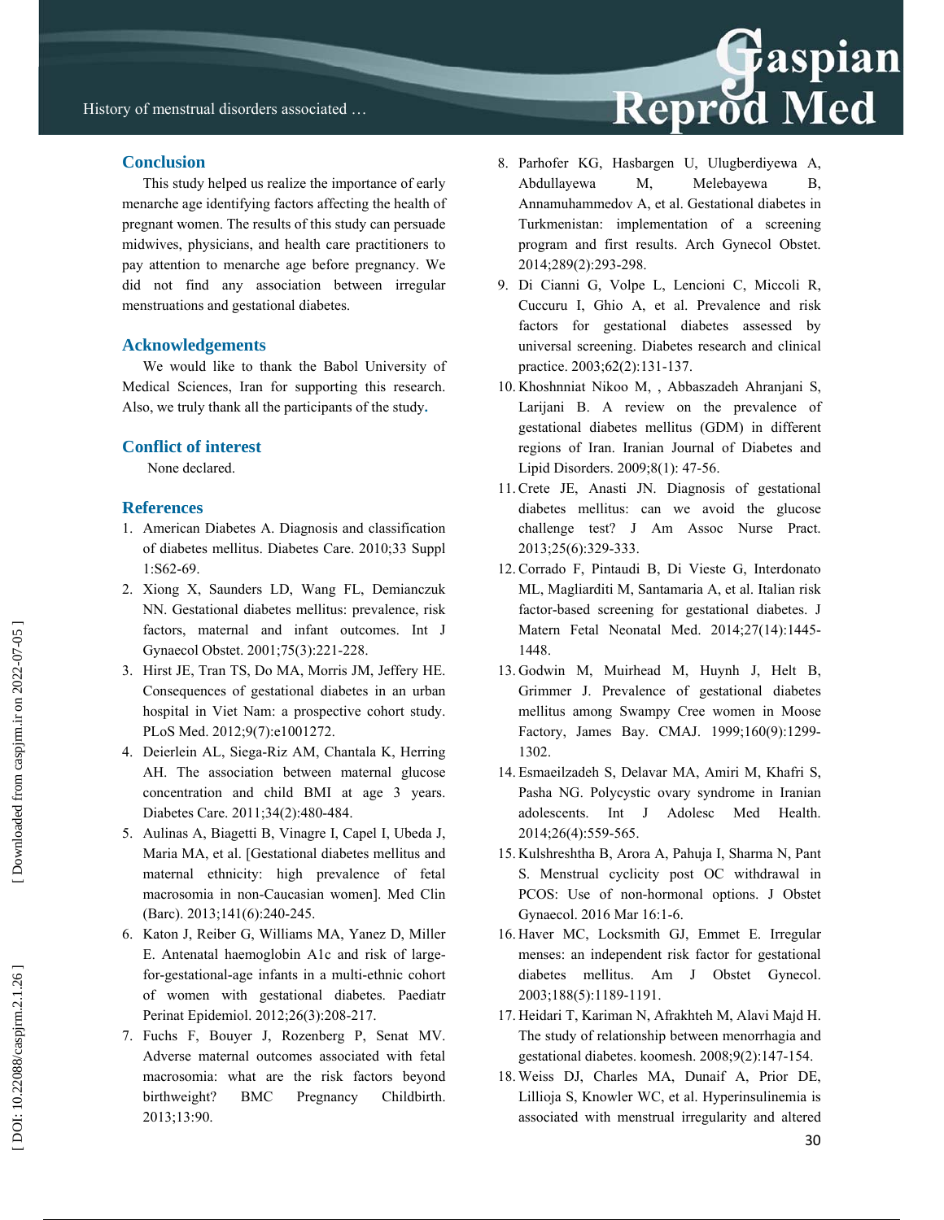## Conclusion

This study helped us realize the importance of early menarche age identifying factors affecting the health of pregnant women. The results of this study can persuade midwives, physicians, and health care practitioners to pay attention to menarche age before pregnancy. We did not find any association between irregular menstruations and gestational diabetes.

## Acknowledgements

We would like to thank the Babol University of Medical Sciences, Iran for supporting this research. Also, we truly thank all the participants of the study.

## Conflict of interest

None declared.

## References

1. American Diabetes A. Diagnosis and classification of diabetes mellitus. Diabetes Care. 2010;33 Suppl 1:S62-69.
2. Xiong X, Saunders LD, Wang FL, Demianczuk NN. Gestational diabetes mellitus: prevalence, risk factors, maternal and infant outcomes. Int J Gynaecol Obstet. 2001;75(3):221-228.
3. Hirst JE, Tran TS, Do MA, Morris JM, Jeffery HE. Consequences of gestational diabetes in an urban hospital in Viet Nam: a prospective cohort study. PLoS Med. 2012;9(7):e1001272.
4. Deierlein AL, Siega-Riz AM, Chantala K, Herring AH. The association between maternal glucose concentration and child BMI at age 3 years. Diabetes Care. 2011;34(2):480-484.
5. Aulinas A, Biagetti B, Vinagre I, Capel I, Ubeda J, Maria MA, et al. [Gestational diabetes mellitus and maternal ethnicity: high prevalence of fetal macrosomia in non-Caucasian women]. Med Clin (Barc). 2013;141(6):240-245.
6. Katon J, Reiber G, Williams MA, Yanez D, Miller E. Antenatal haemoglobin A1c and risk of large-for-gestational-age infants in a multi-ethnic cohort of women with gestational diabetes. Paediatr Perinat Epidemiol. 2012;26(3):208-217.
7. Fuchs F, Bouyer J, Rozenberg P, Senat MV. Adverse maternal outcomes associated with fetal macrosomia: what are the risk factors beyond birthweight? BMC Pregnancy Childbirth. 2013;13:90.
8. Parhofer KG, Hasbargen U, Ulugberdiyewa A, Abdullayewa M, Melebayewa B, Annamuhammedov A, et al. Gestational diabetes in Turkmenistan: implementation of a screening program and first results. Arch Gynecol Obstet. 2014;289(2):293-298.
9. Di Cianni G, Volpe L, Lencioni C, Miccoli R, Cuccuru I, Ghio A, et al. Prevalence and risk factors for gestational diabetes assessed by universal screening. Diabetes research and clinical practice. 2003;62(2):131-137.
10. Khoshnniat Nikoo M, , Abbaszadeh Ahranjani S, Larijani B. A review on the prevalence of gestational diabetes mellitus (GDM) in different regions of Iran. Iranian Journal of Diabetes and Lipid Disorders. 2009;8(1): 47-56.
11. Crete JE, Anasti JN. Diagnosis of gestational diabetes mellitus: can we avoid the glucose challenge test? J Am Assoc Nurse Pract. 2013;25(6):329-333.
12. Corrado F, Pintaudi B, Di Vieste G, Interdonato ML, Magliarditi M, Santamaria A, et al. Italian risk factor-based screening for gestational diabetes. J Matern Fetal Neonatal Med. 2014;27(14):1445-1448.
13. Godwin M, Muirhead M, Huynh J, Helt B, Grimmer J. Prevalence of gestational diabetes mellitus among Swampy Cree women in Moose Factory, James Bay. CMAJ. 1999;160(9):1299-1302.
14. Esmaeilzadeh S, Delavar MA, Amiri M, Khafri S, Pasha NG. Polycystic ovary syndrome in Iranian adolescents. Int J Adolesc Med Health. 2014;26(4):559-565.
15. Kulshreshtha B, Arora A, Pahuja I, Sharma N, Pant S. Menstrual cyclicity post OC withdrawal in PCOS: Use of non-hormonal options. J Obstet Gynaecol. 2016 Mar 16:1-6.
16. Haver MC, Locksmith GJ, Emmet E. Irregular menses: an independent risk factor for gestational diabetes mellitus. Am J Obstet Gynecol. 2003;188(5):1189-1191.
17. Heidari T, Kariman N, Afrakhteh M, Alavi Majd H. The study of relationship between menorrhagia and gestational diabetes. koomesh. 2008;9(2):147-154.
18. Weiss DJ, Charles MA, Dunaif A, Prior DE, Lillioja S, Knowler WC, et al. Hyperinsulinemia is associated with menstrual irregularity and altered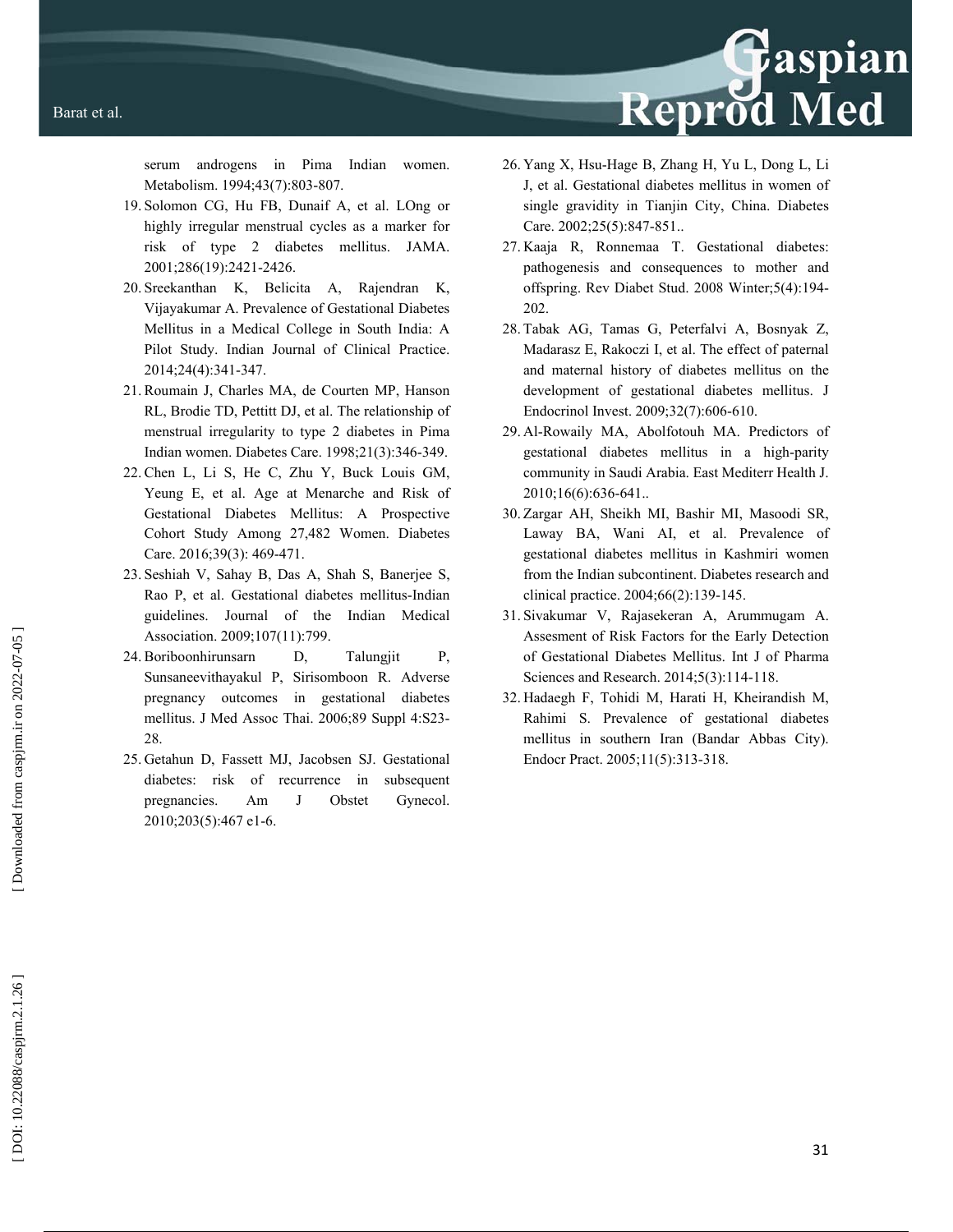serum androgens in Pima Indian women. Metabolism. 1994;43(7):803-807.

19. Solomon CG, Hu FB, Dunaif A, et al. LOng or highly irregular menstrual cycles as a marker for risk of type 2 diabetes mellitus. JAMA. 2001;286(19):2421-2426.
20. Sreekanthan K, Belicita A, Rajendran K, Vijayakumar A. Prevalence of Gestational Diabetes Mellitus in a Medical College in South India: A Pilot Study. Indian Journal of Clinical Practice. 2014;24(4):341-347.
21. Roumain J, Charles MA, de Courten MP, Hanson RL, Brodie TD, Pettitt DJ, et al. The relationship of menstrual irregularity to type 2 diabetes in Pima Indian women. Diabetes Care. 1998;21(3):346-349.
22. Chen L, Li S, He C, Zhu Y, Buck Louis GM, Yeung E, et al. Age at Menarche and Risk of Gestational Diabetes Mellitus: A Prospective Cohort Study Among 27,482 Women. Diabetes Care. 2016;39(3): 469-471.
23. Seshiah V, Sahay B, Das A, Shah S, Banerjee S, Rao P, et al. Gestational diabetes mellitus-Indian guidelines. Journal of the Indian Medical Association. 2009;107(11):799.
24. Boriboonhirunsarn D, Talungjit P, Sunsaneevithayakul P, Sirisomboon R. Adverse pregnancy outcomes in gestational diabetes mellitus. J Med Assoc Thai. 2006;89 Suppl 4:S23-28.
25. Getahun D, Fassett MJ, Jacobsen SJ. Gestational diabetes: risk of recurrence in subsequent pregnancies. Am J Obstet Gynecol. 2010;203(5):467 e1-6.
26. Yang X, Hsu-Hage B, Zhang H, Yu L, Dong L, Li J, et al. Gestational diabetes mellitus in women of single gravidity in Tianjin City, China. Diabetes Care. 2002;25(5):847-851..
27. Kaaja R, Ronnemaa T. Gestational diabetes: pathogenesis and consequences to mother and offspring. Rev Diabet Stud. 2008 Winter;5(4):194-202.
28. Tabak AG, Tamas G, Peterfalvi A, Bosnyak Z, Madarasz E, Rakoczi I, et al. The effect of paternal and maternal history of diabetes mellitus on the development of gestational diabetes mellitus. J Endocrinol Invest. 2009;32(7):606-610.
29. Al-Rowaily MA, Abolfotouh MA. Predictors of gestational diabetes mellitus in a high-parity community in Saudi Arabia. East Mediterr Health J. 2010;16(6):636-641..
30. Zargar AH, Sheikh MI, Bashir MI, Masoodi SR, Laway BA, Wani AI, et al. Prevalence of gestational diabetes mellitus in Kashmiri women from the Indian subcontinent. Diabetes research and clinical practice. 2004;66(2):139-145.
31. Sivakumar V, Rajasekeran A, Arummugam A. Assesment of Risk Factors for the Early Detection of Gestational Diabetes Mellitus. Int J of Pharma Sciences and Research. 2014;5(3):114-118.
32. Hadaegh F, Tohidi M, Harati H, Kheirandish M, Rahimi S. Prevalence of gestational diabetes mellitus in southern Iran (Bandar Abbas City). Endocr Pract. 2005;11(5):313-318.